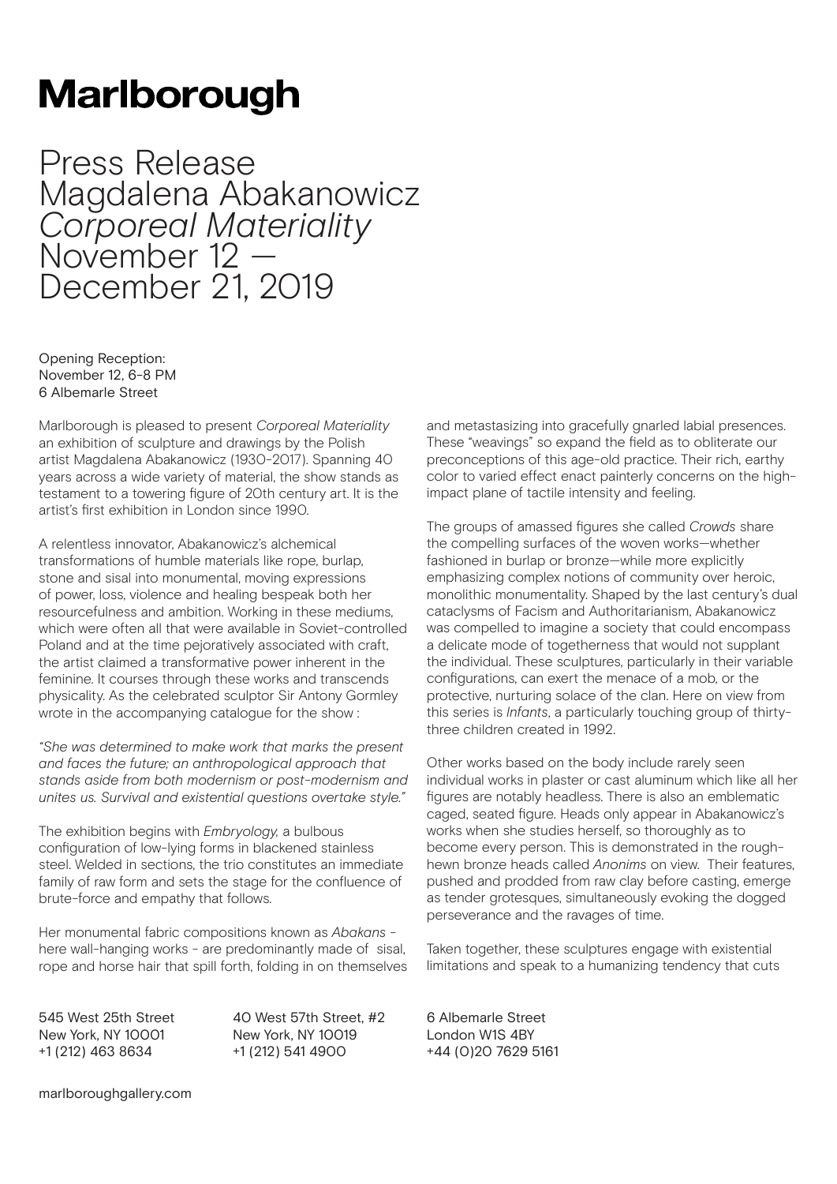# Marlborough

## Press Release
## Magdalena Abakanowicz
## *Corporeal Materiality*
## November 12 — December 21, 2019

Opening Reception:
November 12, 6-8 PM
6 Albemarle Street

Marlborough is pleased to present *Corporeal Materiality* an exhibition of sculpture and drawings by the Polish artist Magdalena Abakanowicz (1930-2017). Spanning 40 years across a wide variety of material, the show stands as testament to a towering figure of 20th century art. It is the artist's first exhibition in London since 1990.

A relentless innovator, Abakanowicz's alchemical transformations of humble materials like rope, burlap, stone and sisal into monumental, moving expressions of power, loss, violence and healing bespeak both her resourcefulness and ambition. Working in these mediums, which were often all that were available in Soviet-controlled Poland and at the time pejoratively associated with craft, the artist claimed a transformative power inherent in the feminine. It courses through these works and transcends physicality. As the celebrated sculptor Sir Antony Gormley wrote in the accompanying catalogue for the show :

*"She was determined to make work that marks the present and faces the future; an anthropological approach that stands aside from both modernism or post-modernism and unites us. Survival and existential questions overtake style."*

The exhibition begins with *Embryology,* a bulbous configuration of low-lying forms in blackened stainless steel. Welded in sections, the trio constitutes an immediate family of raw form and sets the stage for the confluence of brute-force and empathy that follows.

Her monumental fabric compositions known as *Abakans* - here wall-hanging works - are predominantly made of sisal, rope and horse hair that spill forth, folding in on themselves and metastasizing into gracefully gnarled labial presences. These "weavings" so expand the field as to obliterate our preconceptions of this age-old practice. Their rich, earthy color to varied effect enact painterly concerns on the high-impact plane of tactile intensity and feeling.

The groups of amassed figures she called *Crowds* share the compelling surfaces of the woven works—whether fashioned in burlap or bronze—while more explicitly emphasizing complex notions of community over heroic, monolithic monumentality. Shaped by the last century's dual cataclysms of Facism and Authoritarianism, Abakanowicz was compelled to imagine a society that could encompass a delicate mode of togetherness that would not supplant the individual. These sculptures, particularly in their variable configurations, can exert the menace of a mob, or the protective, nurturing solace of the clan. Here on view from this series is *Infants*, a particularly touching group of thirty-three children created in 1992.

Other works based on the body include rarely seen individual works in plaster or cast aluminum which like all her figures are notably headless. There is also an emblematic caged, seated figure. Heads only appear in Abakanowicz's works when she studies herself, so thoroughly as to become every person. This is demonstrated in the rough-hewn bronze heads called *Anonims* on view. Their features, pushed and prodded from raw clay before casting, emerge as tender grotesques, simultaneously evoking the dogged perseverance and the ravages of time.

Taken together, these sculptures engage with existential limitations and speak to a humanizing tendency that cuts

545 West 25th Street
New York, NY 10001
+1 (212) 463 8634

40 West 57th Street, #2
New York, NY 10019
+1 (212) 541 4900

6 Albemarle Street
London W1S 4BY
+44 (0)20 7629 5161

marlboroughgallery.com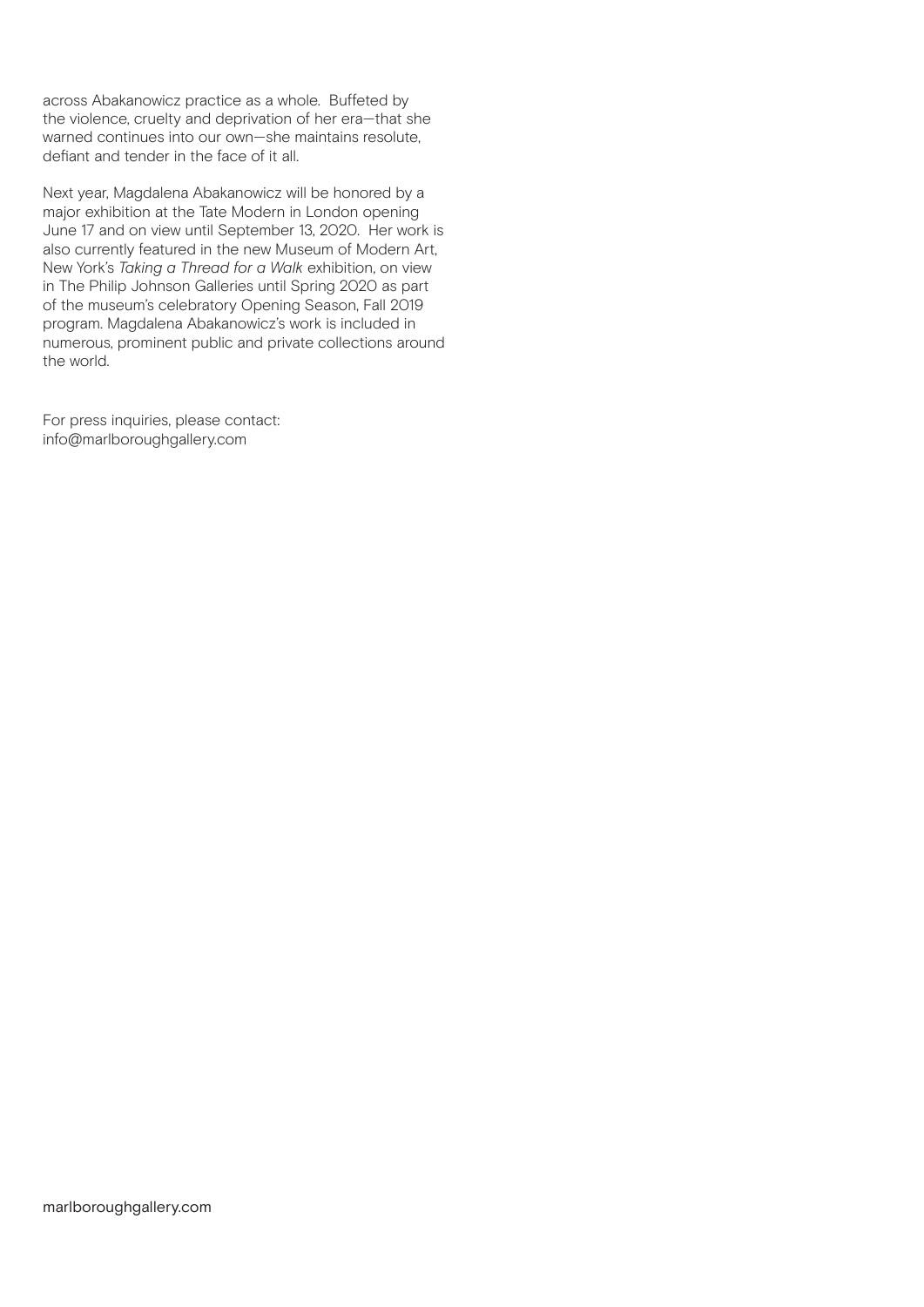across Abakanowicz practice as a whole. Buffeted by the violence, cruelty and deprivation of her era—that she warned continues into our own—she maintains resolute, defiant and tender in the face of it all.

Next year, Magdalena Abakanowicz will be honored by a major exhibition at the Tate Modern in London opening June 17 and on view until September 13, 2020. Her work is also currently featured in the new Museum of Modern Art, New York's *Taking a Thread for a Walk* exhibition, on view in The Philip Johnson Galleries until Spring 2020 as part of the museum's celebratory Opening Season, Fall 2019 program. Magdalena Abakanowicz's work is included in numerous, prominent public and private collections around the world.

For press inquiries, please contact:
info@marlboroughgallery.com

marlboroughgallery.com